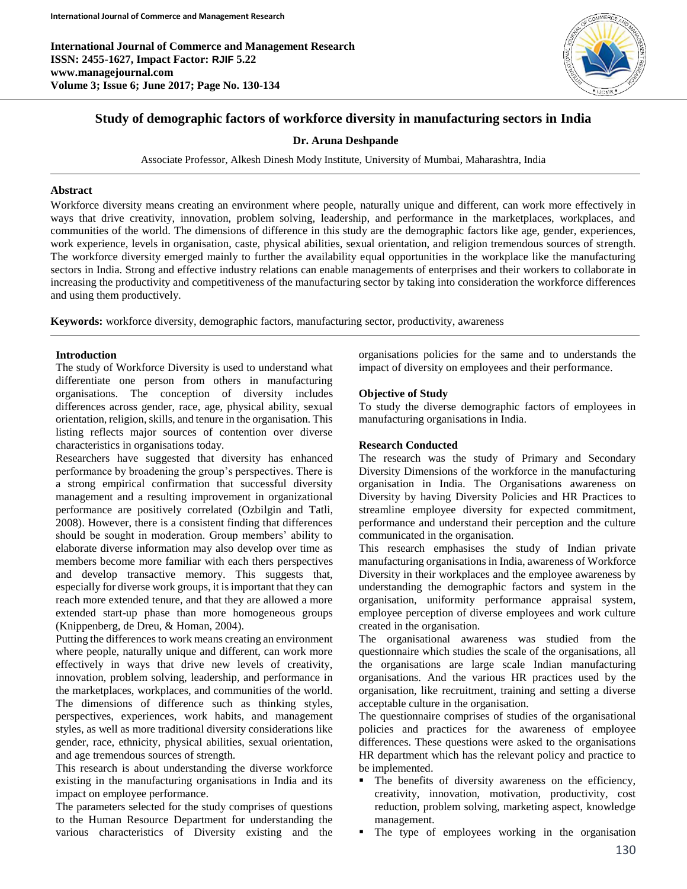# Study of demographic factors of workforce diversity in manufacturing sectors in India

**Dr. Aruna Deshpande**

Associate Professor, Alkesh Dinesh Mody Institute, University of Mumbai, Maharashtra, India

## Abstract

Workforce diversity means creating an environment where people, naturally unique and different, can work more effectively in ways that drive creativity, innovation, problem solving, leadership, and performance in the marketplaces, workplaces, and communities of the world. The dimensions of difference in this study are the demographic factors like age, gender, experiences, work experience, levels in organisation, caste, physical abilities, sexual orientation, and religion tremendous sources of strength. The workforce diversity emerged mainly to further the availability equal opportunities in the workplace like the manufacturing sectors in India. Strong and effective industry relations can enable managements of enterprises and their workers to collaborate in increasing the productivity and competitiveness of the manufacturing sector by taking into consideration the workforce differences and using them productively.

**Keywords:** workforce diversity, demographic factors, manufacturing sector, productivity, awareness

## Introduction

The study of Workforce Diversity is used to understand what differentiate one person from others in manufacturing organisations. The conception of diversity includes differences across gender, race, age, physical ability, sexual orientation, religion, skills, and tenure in the organisation. This listing reflects major sources of contention over diverse characteristics in organisations today.

Researchers have suggested that diversity has enhanced performance by broadening the group's perspectives. There is a strong empirical confirmation that successful diversity management and a resulting improvement in organizational performance are positively correlated (Ozbilgin and Tatli, 2008). However, there is a consistent finding that differences should be sought in moderation. Group members' ability to elaborate diverse information may also develop over time as members become more familiar with each thers perspectives and develop transactive memory. This suggests that, especially for diverse work groups, it is important that they can reach more extended tenure, and that they are allowed a more extended start-up phase than more homogeneous groups (Knippenberg, de Dreu, & Homan, 2004).

Putting the differences to work means creating an environment where people, naturally unique and different, can work more effectively in ways that drive new levels of creativity, innovation, problem solving, leadership, and performance in the marketplaces, workplaces, and communities of the world. The dimensions of difference such as thinking styles, perspectives, experiences, work habits, and management styles, as well as more traditional diversity considerations like gender, race, ethnicity, physical abilities, sexual orientation, and age tremendous sources of strength.

This research is about understanding the diverse workforce existing in the manufacturing organisations in India and its impact on employee performance.

The parameters selected for the study comprises of questions to the Human Resource Department for understanding the various characteristics of Diversity existing and the organisations policies for the same and to understands the impact of diversity on employees and their performance.

## Objective of Study

To study the diverse demographic factors of employees in manufacturing organisations in India.

## Research Conducted

The research was the study of Primary and Secondary Diversity Dimensions of the workforce in the manufacturing organisation in India. The Organisations awareness on Diversity by having Diversity Policies and HR Practices to streamline employee diversity for expected commitment, performance and understand their perception and the culture communicated in the organisation.

This research emphasises the study of Indian private manufacturing organisations in India, awareness of Workforce Diversity in their workplaces and the employee awareness by understanding the demographic factors and system in the organisation, uniformity performance appraisal system, employee perception of diverse employees and work culture created in the organisation.

The organisational awareness was studied from the questionnaire which studies the scale of the organisations, all the organisations are large scale Indian manufacturing organisations. And the various HR practices used by the organisation, like recruitment, training and setting a diverse acceptable culture in the organisation.

The questionnaire comprises of studies of the organisational policies and practices for the awareness of employee differences. These questions were asked to the organisations HR department which has the relevant policy and practice to be implemented.

- The benefits of diversity awareness on the efficiency, creativity, innovation, motivation, productivity, cost reduction, problem solving, marketing aspect, knowledge management.
- The type of employees working in the organisation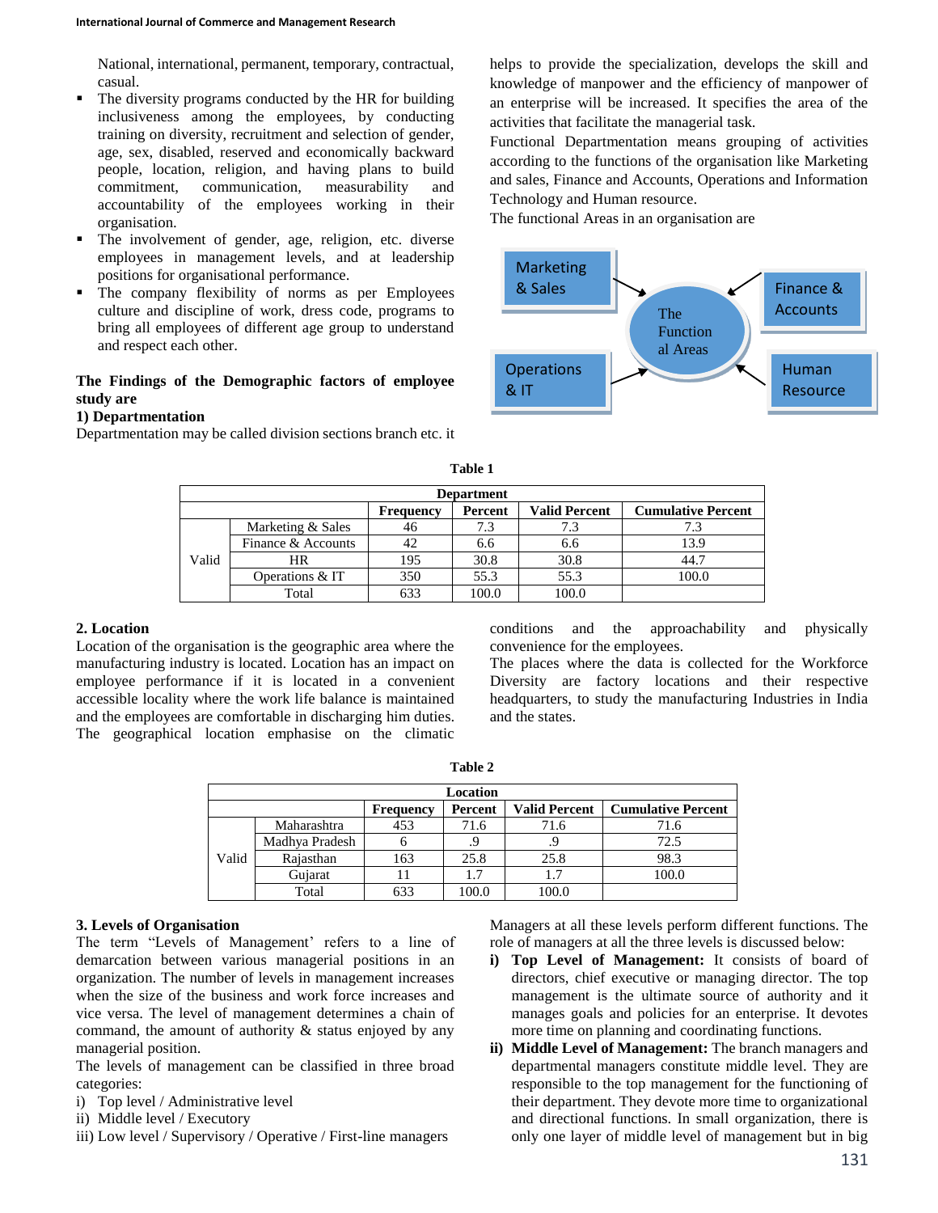National, international, permanent, temporary, contractual, casual.

- The diversity programs conducted by the HR for building inclusiveness among the employees, by conducting training on diversity, recruitment and selection of gender, age, sex, disabled, reserved and economically backward people, location, religion, and having plans to build commitment, communication, measurability and accountability of the employees working in their organisation.
- The involvement of gender, age, religion, etc. diverse employees in management levels, and at leadership positions for organisational performance.
- The company flexibility of norms as per Employees culture and discipline of work, dress code, programs to bring all employees of different age group to understand and respect each other.

**The Findings of the Demographic factors of employee study are**

**1) Departmentation**

Departmentation may be called division sections branch etc. it helps to provide the specialization, develops the skill and knowledge of manpower and the efficiency of manpower of an enterprise will be increased. It specifies the area of the activities that facilitate the managerial task.

Functional Departmentation means grouping of activities according to the functions of the organisation like Marketing and sales, Finance and Accounts, Operations and Information Technology and Human resource.

The functional Areas in an organisation are

Marketing & Sales → The Functional Areas ← Finance & Accounts

Operations & IT → The Functional Areas ← Human Resource

**Table 1**

| Department | | | | | | |
|---|---|---|---|---|---|---|
| | | Frequency | Percent | Valid Percent | Cumulative Percent |
| Valid | Marketing & Sales | 46 | 7.3 | 7.3 | 7.3 |
| | Finance & Accounts | 42 | 6.6 | 6.6 | 13.9 |
| | HR | 195 | 30.8 | 30.8 | 44.7 |
| | Operations & IT | 350 | 55.3 | 55.3 | 100.0 |
| | Total | 633 | 100.0 | 100.0 | |

**2. Location**

Location of the organisation is the geographic area where the manufacturing industry is located. Location has an impact on employee performance if it is located in a convenient accessible locality where the work life balance is maintained and the employees are comfortable in discharging him duties. The geographical location emphasise on the climatic conditions and the approachability and physically convenience for the employees.

The places where the data is collected for the Workforce Diversity are factory locations and their respective headquarters, to study the manufacturing Industries in India and the states.

**Table 2**

| Location | | | | | |
|---|---|---|---|---|---|
| | | Frequency | Percent | Valid Percent | Cumulative Percent |
| Valid | Maharashtra | 453 | 71.6 | 71.6 | 71.6 |
| | Madhya Pradesh | 6 | .9 | .9 | 72.5 |
| | Rajasthan | 163 | 25.8 | 25.8 | 98.3 |
| | Gujarat | 11 | 1.7 | 1.7 | 100.0 |
| | Total | 633 | 100.0 | 100.0 | |

**3. Levels of Organisation**

The term "Levels of Management' refers to a line of demarcation between various managerial positions in an organization. The number of levels in management increases when the size of the business and work force increases and vice versa. The level of management determines a chain of command, the amount of authority & status enjoyed by any managerial position.

The levels of management can be classified in three broad categories:

i) Top level / Administrative level
ii) Middle level / Executory
iii) Low level / Supervisory / Operative / First-line managers

Managers at all these levels perform different functions. The role of managers at all the three levels is discussed below:

i) **Top Level of Management:** It consists of board of directors, chief executive or managing director. The top management is the ultimate source of authority and it manages goals and policies for an enterprise. It devotes more time on planning and coordinating functions.

ii) **Middle Level of Management:** The branch managers and departmental managers constitute middle level. They are responsible to the top management for the functioning of their department. They devote more time to organizational and directional functions. In small organization, there is only one layer of middle level of management but in big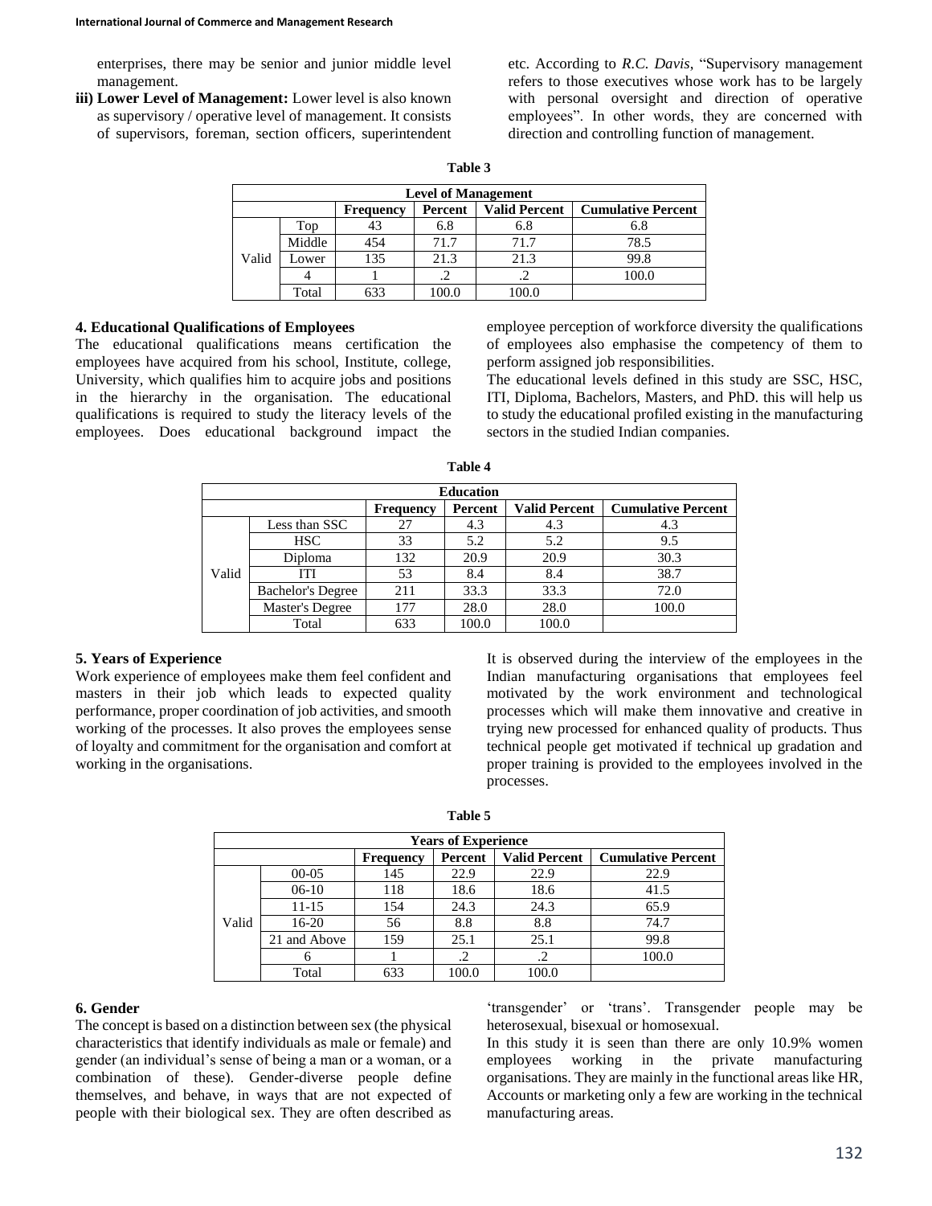enterprises, there may be senior and junior middle level management.

**iii) Lower Level of Management:** Lower level is also known as supervisory / operative level of management. It consists of supervisors, foreman, section officers, superintendent etc. According to *R.C. Davis*, "Supervisory management refers to those executives whose work has to be largely with personal oversight and direction of operative employees". In other words, they are concerned with direction and controlling function of management.

**Table 3**

| Level of Management | | | | | |
|---|---|---|---|---|---|
| | | Frequency | Percent | Valid Percent | Cumulative Percent |
| Valid | Top | 43 | 6.8 | 6.8 | 6.8 |
| | Middle | 454 | 71.7 | 71.7 | 78.5 |
| | Lower | 135 | 21.3 | 21.3 | 99.8 |
| | 4 | 1 | .2 | .2 | 100.0 |
| | Total | 633 | 100.0 | 100.0 | |

### 4. Educational Qualifications of Employees

The educational qualifications means certification the employees have acquired from his school, Institute, college, University, which qualifies him to acquire jobs and positions in the hierarchy in the organisation. The educational qualifications is required to study the literacy levels of the employees. Does educational background impact the employee perception of workforce diversity the qualifications of employees also emphasise the competency of them to perform assigned job responsibilities.

The educational levels defined in this study are SSC, HSC, ITI, Diploma, Bachelors, Masters, and PhD. this will help us to study the educational profiled existing in the manufacturing sectors in the studied Indian companies.

**Table 4**

| Education | | | | | |
|---|---|---|---|---|---|
| | | Frequency | Percent | Valid Percent | Cumulative Percent |
| Valid | Less than SSC | 27 | 4.3 | 4.3 | 4.3 |
| | HSC | 33 | 5.2 | 5.2 | 9.5 |
| | Diploma | 132 | 20.9 | 20.9 | 30.3 |
| | ITI | 53 | 8.4 | 8.4 | 38.7 |
| | Bachelor's Degree | 211 | 33.3 | 33.3 | 72.0 |
| | Master's Degree | 177 | 28.0 | 28.0 | 100.0 |
| | Total | 633 | 100.0 | 100.0 | |

### 5. Years of Experience

Work experience of employees make them feel confident and masters in their job which leads to expected quality performance, proper coordination of job activities, and smooth working of the processes. It also proves the employees sense of loyalty and commitment for the organisation and comfort at working in the organisations.

It is observed during the interview of the employees in the Indian manufacturing organisations that employees feel motivated by the work environment and technological processes which will make them innovative and creative in trying new processed for enhanced quality of products. Thus technical people get motivated if technical up gradation and proper training is provided to the employees involved in the processes.

**Table 5**

| Years of Experience | | | | | |
|---|---|---|---|---|---|
| | | Frequency | Percent | Valid Percent | Cumulative Percent |
| Valid | 00-05 | 145 | 22.9 | 22.9 | 22.9 |
| | 06-10 | 118 | 18.6 | 18.6 | 41.5 |
| | 11-15 | 154 | 24.3 | 24.3 | 65.9 |
| | 16-20 | 56 | 8.8 | 8.8 | 74.7 |
| | 21 and Above | 159 | 25.1 | 25.1 | 99.8 |
| | 6 | 1 | .2 | .2 | 100.0 |
| | Total | 633 | 100.0 | 100.0 | |

### 6. Gender

The concept is based on a distinction between sex (the physical characteristics that identify individuals as male or female) and gender (an individual's sense of being a man or a woman, or a combination of these). Gender-diverse people define themselves, and behave, in ways that are not expected of people with their biological sex. They are often described as 'transgender' or 'trans'. Transgender people may be heterosexual, bisexual or homosexual.

In this study it is seen than there are only 10.9% women employees working in the private manufacturing organisations. They are mainly in the functional areas like HR, Accounts or marketing only a few are working in the technical manufacturing areas.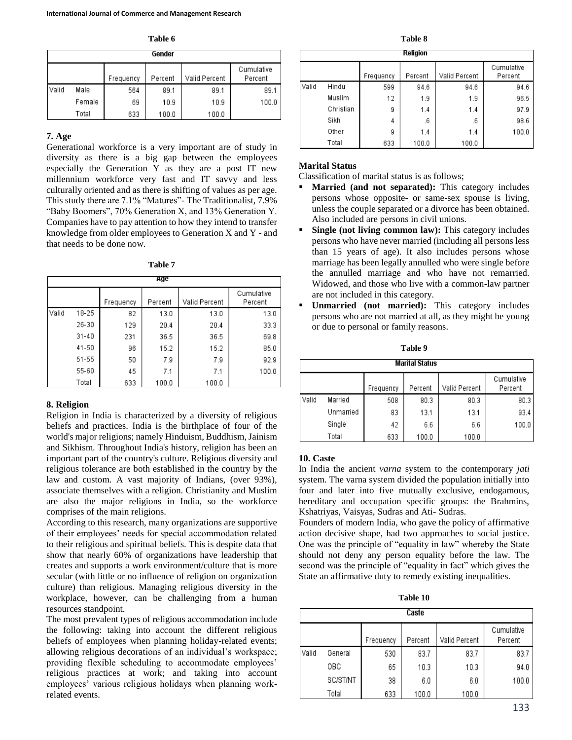**Table 6**

| Gender | | | | | |
|---|---|---|---|---|---|
| | | Frequency | Percent | Valid Percent | Cumulative Percent |
| Valid | Male | 564 | 89.1 | 89.1 | 89.1 |
| | Female | 69 | 10.9 | 10.9 | 100.0 |
| | Total | 633 | 100.0 | 100.0 | |

## 7. Age

Generational workforce is a very important are of study in diversity as there is a big gap between the employees especially the Generation Y as they are a post IT new millennium workforce very fast and IT savvy and less culturally oriented and as there is shifting of values as per age. This study there are 7.1% "Matures"- The Traditionalist, 7.9% "Baby Boomers", 70% Generation X, and 13% Generation Y. Companies have to pay attention to how they intend to transfer knowledge from older employees to Generation X and Y - and that needs to be done now.

**Table 7**

| Age | | | | | |
|---|---|---|---|---|---|
| | | Frequency | Percent | Valid Percent | Cumulative Percent |
| Valid | 18-25 | 82 | 13.0 | 13.0 | 13.0 |
| | 26-30 | 129 | 20.4 | 20.4 | 33.3 |
| | 31-40 | 231 | 36.5 | 36.5 | 69.8 |
| | 41-50 | 96 | 15.2 | 15.2 | 85.0 |
| | 51-55 | 50 | 7.9 | 7.9 | 92.9 |
| | 55-60 | 45 | 7.1 | 7.1 | 100.0 |
| | Total | 633 | 100.0 | 100.0 | |

## 8. Religion

Religion in India is characterized by a diversity of religious beliefs and practices. India is the birthplace of four of the world's major religions; namely Hinduism, Buddhism, Jainism and Sikhism. Throughout India's history, religion has been an important part of the country's culture. Religious diversity and religious tolerance are both established in the country by the law and custom. A vast majority of Indians, (over 93%), associate themselves with a religion. Christianity and Muslim are also the major religions in India, so the workforce comprises of the main religions.

According to this research, many organizations are supportive of their employees' needs for special accommodation related to their religious and spiritual beliefs. This is despite data that show that nearly 60% of organizations have leadership that creates and supports a work environment/culture that is more secular (with little or no influence of religion on organization culture) than religious. Managing religious diversity in the workplace, however, can be challenging from a human resources standpoint.

The most prevalent types of religious accommodation include the following: taking into account the different religious beliefs of employees when planning holiday-related events; allowing religious decorations of an individual's workspace; providing flexible scheduling to accommodate employees' religious practices at work; and taking into account employees' various religious holidays when planning work-related events.

**Table 8**

| Religion | | | | | |
|---|---|---|---|---|---|
| | | Frequency | Percent | Valid Percent | Cumulative Percent |
| Valid | Hindu | 599 | 94.6 | 94.6 | 94.6 |
| | Muslim | 12 | 1.9 | 1.9 | 96.5 |
| | Christian | 9 | 1.4 | 1.4 | 97.9 |
| | Sikh | 4 | .6 | .6 | 98.6 |
| | Other | 9 | 1.4 | 1.4 | 100.0 |
| | Total | 633 | 100.0 | 100.0 | |

### Marital Status

Classification of marital status is as follows;

- **Married (and not separated):** This category includes persons whose opposite- or same-sex spouse is living, unless the couple separated or a divorce has been obtained. Also included are persons in civil unions.
- **Single (not living common law):** This category includes persons who have never married (including all persons less than 15 years of age). It also includes persons whose marriage has been legally annulled who were single before the annulled marriage and who have not remarried. Widowed, and those who live with a common-law partner are not included in this category.
- **Unmarried (not married):** This category includes persons who are not married at all, as they might be young or due to personal or family reasons.

**Table 9**

| Marital Status | | | | | |
|---|---|---|---|---|---|
| | | Frequency | Percent | Valid Percent | Cumulative Percent |
| Valid | Married | 508 | 80.3 | 80.3 | 80.3 |
| | Unmarried | 83 | 13.1 | 13.1 | 93.4 |
| | Single | 42 | 6.6 | 6.6 | 100.0 |
| | Total | 633 | 100.0 | 100.0 | |

## 10. Caste

In India the ancient *varna* system to the contemporary *jati* system. The varna system divided the population initially into four and later into five mutually exclusive, endogamous, hereditary and occupation specific groups: the Brahmins, Kshatriyas, Vaisyas, Sudras and Ati- Sudras.

Founders of modern India, who gave the policy of affirmative action decisive shape, had two approaches to social justice. One was the principle of "equality in law" whereby the State should not deny any person equality before the law. The second was the principle of "equality in fact" which gives the State an affirmative duty to remedy existing inequalities.

**Table 10**

| Caste | | | | | |
|---|---|---|---|---|---|
| | | Frequency | Percent | Valid Percent | Cumulative Percent |
| Valid | General | 530 | 83.7 | 83.7 | 83.7 |
| | OBC | 65 | 10.3 | 10.3 | 94.0 |
| | SC/ST/NT | 38 | 6.0 | 6.0 | 100.0 |
| | Total | 633 | 100.0 | 100.0 | |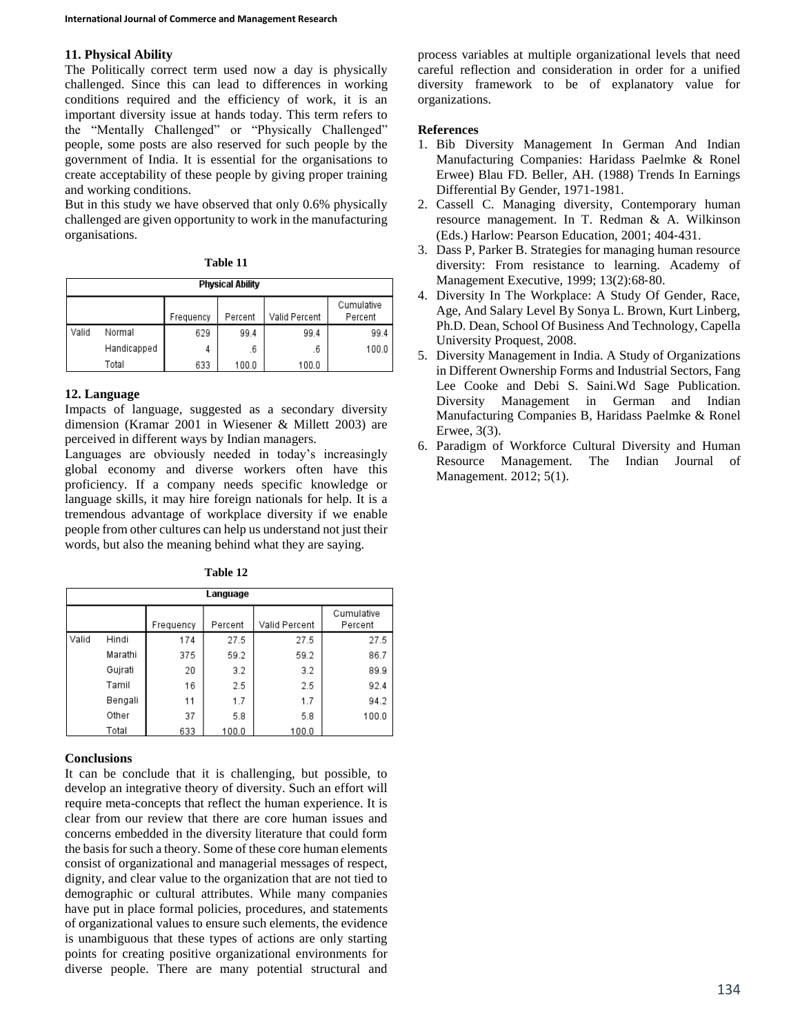### 11. Physical Ability

The Politically correct term used now a day is physically challenged. Since this can lead to differences in working conditions required and the efficiency of work, it is an important diversity issue at hands today. This term refers to the "Mentally Challenged" or "Physically Challenged" people, some posts are also reserved for such people by the government of India. It is essential for the organisations to create acceptability of these people by giving proper training and working conditions.

But in this study we have observed that only 0.6% physically challenged are given opportunity to work in the manufacturing organisations.

**Table 11**

| Physical Ability | | | | | |
|---|---|---|---|---|---|
| | | Frequency | Percent | Valid Percent | Cumulative Percent |
| Valid | Normal | 629 | 99.4 | 99.4 | 99.4 |
| | Handicapped | 4 | .6 | .6 | 100.0 |
| | Total | 633 | 100.0 | 100.0 | |

### 12. Language

Impacts of language, suggested as a secondary diversity dimension (Kramar 2001 in Wiesener & Millett 2003) are perceived in different ways by Indian managers.

Languages are obviously needed in today's increasingly global economy and diverse workers often have this proficiency. If a company needs specific knowledge or language skills, it may hire foreign nationals for help. It is a tremendous advantage of workplace diversity if we enable people from other cultures can help us understand not just their words, but also the meaning behind what they are saying.

**Table 12**

| Language | | | | | |
|---|---|---|---|---|---|
| | | Frequency | Percent | Valid Percent | Cumulative Percent |
| Valid | Hindi | 174 | 27.5 | 27.5 | 27.5 |
| | Marathi | 375 | 59.2 | 59.2 | 86.7 |
| | Gujrati | 20 | 3.2 | 3.2 | 89.9 |
| | Tamil | 16 | 2.5 | 2.5 | 92.4 |
| | Bengali | 11 | 1.7 | 1.7 | 94.2 |
| | Other | 37 | 5.8 | 5.8 | 100.0 |
| | Total | 633 | 100.0 | 100.0 | |

### Conclusions

It can be conclude that it is challenging, but possible, to develop an integrative theory of diversity. Such an effort will require meta-concepts that reflect the human experience. It is clear from our review that there are core human issues and concerns embedded in the diversity literature that could form the basis for such a theory. Some of these core human elements consist of organizational and managerial messages of respect, dignity, and clear value to the organization that are not tied to demographic or cultural attributes. While many companies have put in place formal policies, procedures, and statements of organizational values to ensure such elements, the evidence is unambiguous that these types of actions are only starting points for creating positive organizational environments for diverse people. There are many potential structural and process variables at multiple organizational levels that need careful reflection and consideration in order for a unified diversity framework to be of explanatory value for organizations.

### References

1. Bib Diversity Management In German And Indian Manufacturing Companies: Haridass Paelmke & Ronel Erwee) Blau FD. Beller, AH. (1988) Trends In Earnings Differential By Gender, 1971-1981.
2. Cassell C. Managing diversity, Contemporary human resource management. In T. Redman & A. Wilkinson (Eds.) Harlow: Pearson Education, 2001; 404-431.
3. Dass P, Parker B. Strategies for managing human resource diversity: From resistance to learning. Academy of Management Executive, 1999; 13(2):68-80.
4. Diversity In The Workplace: A Study Of Gender, Race, Age, And Salary Level By Sonya L. Brown, Kurt Linberg, Ph.D. Dean, School Of Business And Technology, Capella University Proquest, 2008.
5. Diversity Management in India. A Study of Organizations in Different Ownership Forms and Industrial Sectors, Fang Lee Cooke and Debi S. Saini.Wd Sage Publication. Diversity Management in German and Indian Manufacturing Companies B, Haridass Paelmke & Ronel Erwee, 3(3).
6. Paradigm of Workforce Cultural Diversity and Human Resource Management. The Indian Journal of Management. 2012; 5(1).